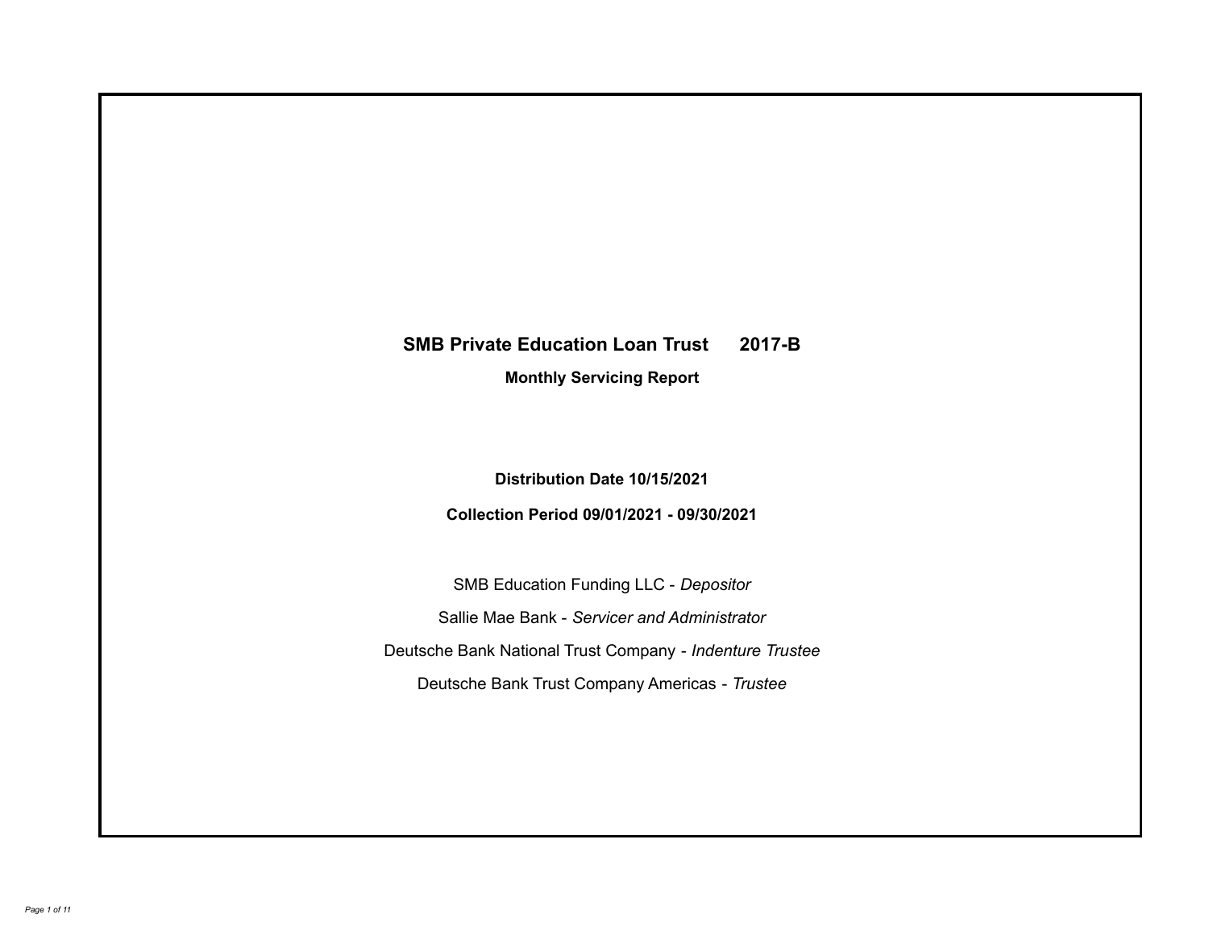# SMB Private Education Loan Trust 2017-B

## Monthly Servicing Report

**Distribution Date 10/15/2021**

**Collection Period 09/01/2021 - 09/30/2021**

SMB Education Funding LLC - *Depositor*

Sallie Mae Bank - *Servicer and Administrator*

Deutsche Bank National Trust Company - *Indenture Trustee*

Deutsche Bank Trust Company Americas - *Trustee*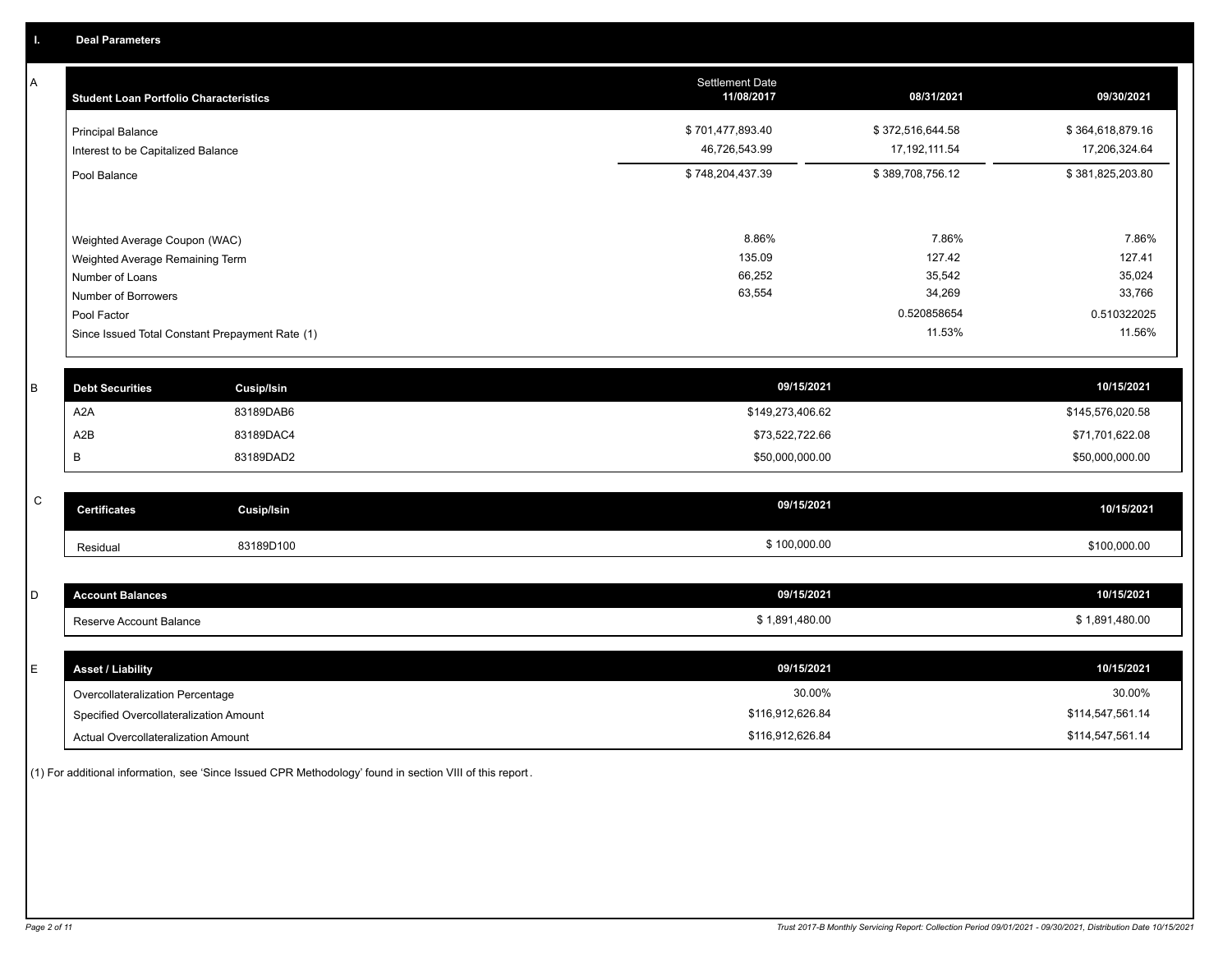## I. Deal Parameters

### A

| Student Loan Portfolio Characteristics | Settlement Date 11/08/2017 | 08/31/2021 | 09/30/2021 |
|---|---|---|---|
| Principal Balance | $ 701,477,893.40 | $ 372,516,644.58 | $ 364,618,879.16 |
| Interest to be Capitalized Balance | 46,726,543.99 | 17,192,111.54 | 17,206,324.64 |
| Pool Balance | $ 748,204,437.39 | $ 389,708,756.12 | $ 381,825,203.80 |
| | | | |
| Weighted Average Coupon (WAC) | 8.86% | 7.86% | 7.86% |
| Weighted Average Remaining Term | 135.09 | 127.42 | 127.41 |
| Number of Loans | 66,252 | 35,542 | 35,024 |
| Number of Borrowers | 63,554 | 34,269 | 33,766 |
| Pool Factor | | 0.520858654 | 0.510322025 |
| Since Issued Total Constant Prepayment Rate (1) | | 11.53% | 11.56% |

### B

| Debt Securities | Cusip/Isin | 09/15/2021 | 10/15/2021 |
|---|---|---|---|
| A2A | 83189DAB6 | $149,273,406.62 | $145,576,020.58 |
| A2B | 83189DAC4 | $73,522,722.66 | $71,701,622.08 |
| B | 83189DAD2 | $50,000,000.00 | $50,000,000.00 |

### C

| Certificates | Cusip/Isin | 09/15/2021 | 10/15/2021 |
|---|---|---|---|
| Residual | 83189D100 | $ 100,000.00 | $100,000.00 |

### D

| Account Balances | 09/15/2021 | 10/15/2021 |
|---|---|---|
| Reserve Account Balance | $ 1,891,480.00 | $ 1,891,480.00 |

### E

| Asset / Liability | 09/15/2021 | 10/15/2021 |
|---|---|---|
| Overcollateralization Percentage | 30.00% | 30.00% |
| Specified Overcollateralization Amount | $116,912,626.84 | $114,547,561.14 |
| Actual Overcollateralization Amount | $116,912,626.84 | $114,547,561.14 |

(1) For additional information, see 'Since Issued CPR Methodology' found in section VIII of this report.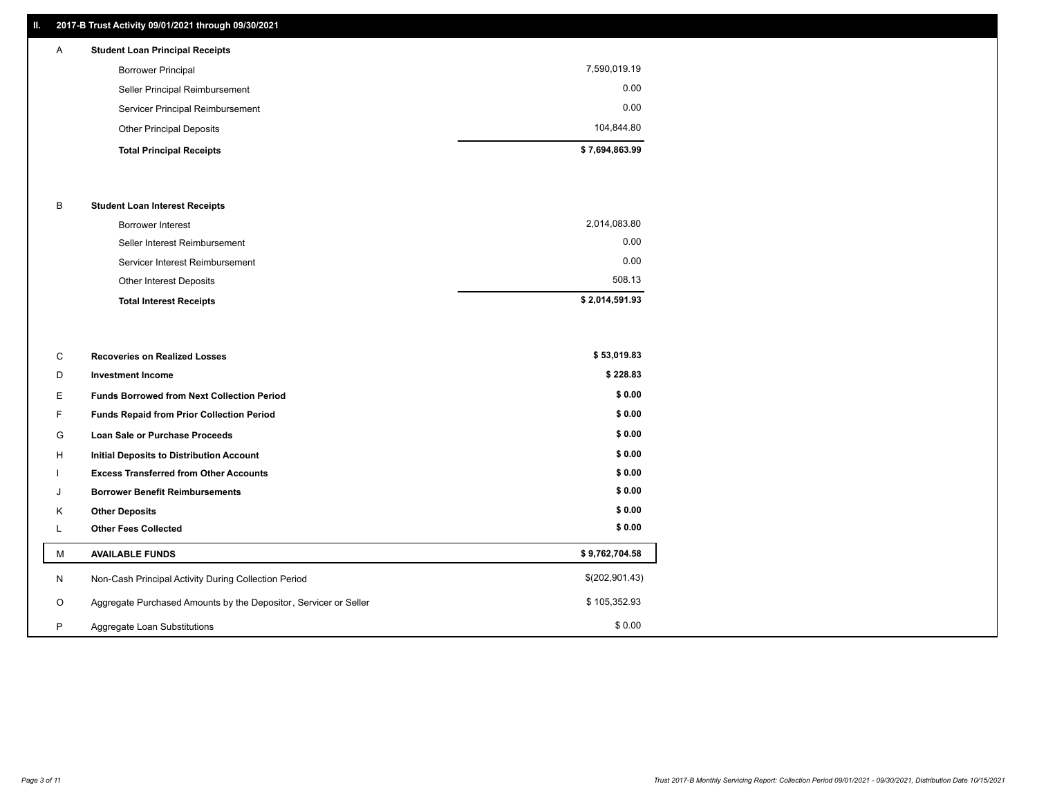## II. 2017-B Trust Activity 09/01/2021 through 09/30/2021

| | | |
|---|---|---|
| A | **Student Loan Principal Receipts** | |
| | Borrower Principal | 7,590,019.19 |
| | Seller Principal Reimbursement | 0.00 |
| | Servicer Principal Reimbursement | 0.00 |
| | Other Principal Deposits | 104,844.80 |
| | **Total Principal Receipts** | **$ 7,694,863.99** |
| B | **Student Loan Interest Receipts** | |
| | Borrower Interest | 2,014,083.80 |
| | Seller Interest Reimbursement | 0.00 |
| | Servicer Interest Reimbursement | 0.00 |
| | Other Interest Deposits | 508.13 |
| | **Total Interest Receipts** | **$ 2,014,591.93** |
| C | **Recoveries on Realized Losses** | **$ 53,019.83** |
| D | **Investment Income** | **$ 228.83** |
| E | **Funds Borrowed from Next Collection Period** | **$ 0.00** |
| F | **Funds Repaid from Prior Collection Period** | **$ 0.00** |
| G | **Loan Sale or Purchase Proceeds** | **$ 0.00** |
| H | **Initial Deposits to Distribution Account** | **$ 0.00** |
| I | **Excess Transferred from Other Accounts** | **$ 0.00** |
| J | **Borrower Benefit Reimbursements** | **$ 0.00** |
| K | **Other Deposits** | **$ 0.00** |
| L | **Other Fees Collected** | **$ 0.00** |
| M | **AVAILABLE FUNDS** | **$ 9,762,704.58** |
| N | Non-Cash Principal Activity During Collection Period | $(202,901.43) |
| O | Aggregate Purchased Amounts by the Depositor, Servicer or Seller | $ 105,352.93 |
| P | Aggregate Loan Substitutions | $ 0.00 |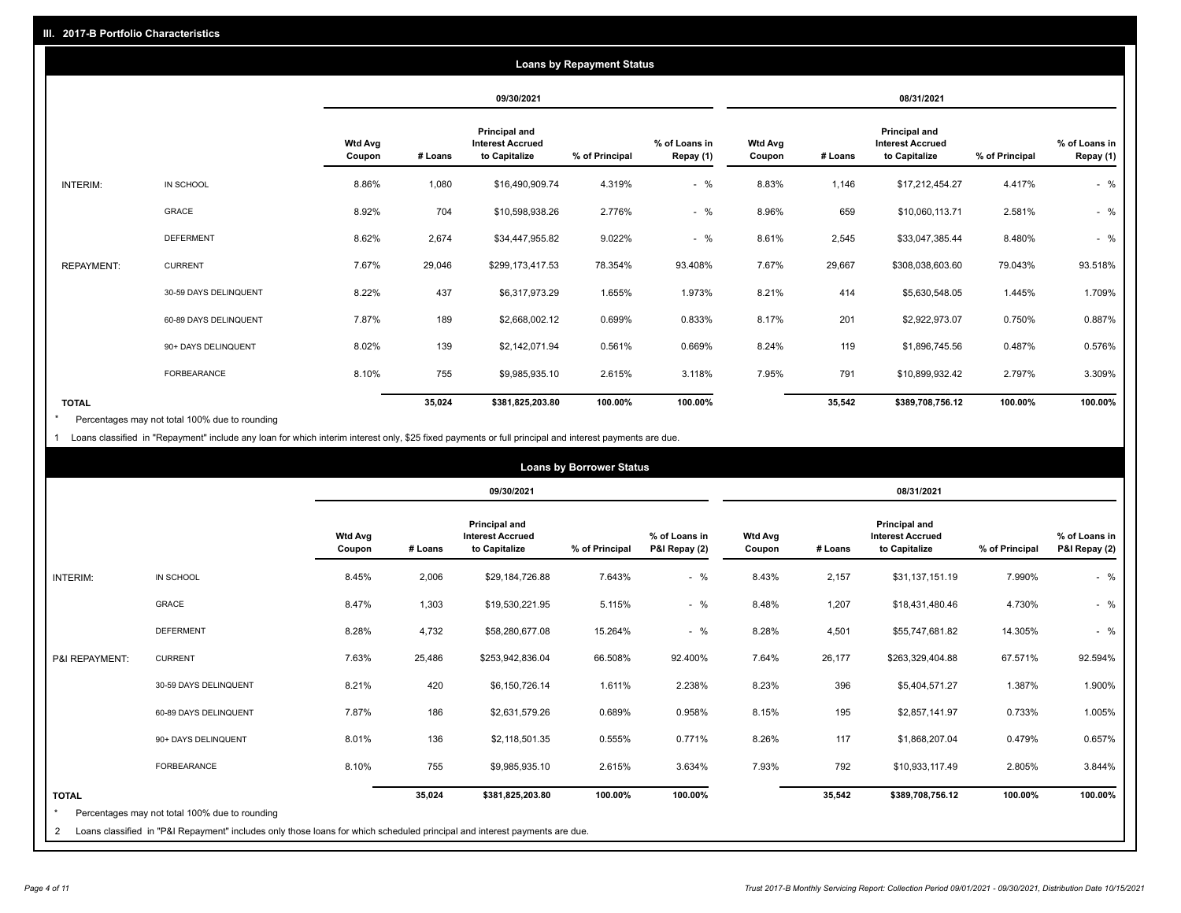## III. 2017-B Portfolio Characteristics

### Loans by Repayment Status

| | | 09/30/2021 | | | | | 08/31/2021 | | | | |
|---|---|---|---|---|---|---|---|---|---|---|---|
| | | Wtd Avg Coupon | # Loans | Principal and Interest Accrued to Capitalize | % of Principal | % of Loans in Repay (1) | Wtd Avg Coupon | # Loans | Principal and Interest Accrued to Capitalize | % of Principal | % of Loans in Repay (1) |
| INTERIM: | IN SCHOOL | 8.86% | 1,080 | $16,490,909.74 | 4.319% | - % | 8.83% | 1,146 | $17,212,454.27 | 4.417% | - % |
| | GRACE | 8.92% | 704 | $10,598,938.26 | 2.776% | - % | 8.96% | 659 | $10,060,113.71 | 2.581% | - % |
| | DEFERMENT | 8.62% | 2,674 | $34,447,955.82 | 9.022% | - % | 8.61% | 2,545 | $33,047,385.44 | 8.480% | - % |
| REPAYMENT: | CURRENT | 7.67% | 29,046 | $299,173,417.53 | 78.354% | 93.408% | 7.67% | 29,667 | $308,038,603.60 | 79.043% | 93.518% |
| | 30-59 DAYS DELINQUENT | 8.22% | 437 | $6,317,973.29 | 1.655% | 1.973% | 8.21% | 414 | $5,630,548.05 | 1.445% | 1.709% |
| | 60-89 DAYS DELINQUENT | 7.87% | 189 | $2,668,002.12 | 0.699% | 0.833% | 8.17% | 201 | $2,922,973.07 | 0.750% | 0.887% |
| | 90+ DAYS DELINQUENT | 8.02% | 139 | $2,142,071.94 | 0.561% | 0.669% | 8.24% | 119 | $1,896,745.56 | 0.487% | 0.576% |
| | FORBEARANCE | 8.10% | 755 | $9,985,935.10 | 2.615% | 3.118% | 7.95% | 791 | $10,899,932.42 | 2.797% | 3.309% |
| TOTAL | | | 35,024 | $381,825,203.80 | 100.00% | 100.00% | | 35,542 | $389,708,756.12 | 100.00% | 100.00% |

\* Percentages may not total 100% due to rounding

1 Loans classified in "Repayment" include any loan for which interim interest only, $25 fixed payments or full principal and interest payments are due.

### Loans by Borrower Status

| | | 09/30/2021 | | | | | 08/31/2021 | | | | |
|---|---|---|---|---|---|---|---|---|---|---|---|
| | | Wtd Avg Coupon | # Loans | Principal and Interest Accrued to Capitalize | % of Principal | % of Loans in P&I Repay (2) | Wtd Avg Coupon | # Loans | Principal and Interest Accrued to Capitalize | % of Principal | % of Loans in P&I Repay (2) |
| INTERIM: | IN SCHOOL | 8.45% | 2,006 | $29,184,726.88 | 7.643% | - % | 8.43% | 2,157 | $31,137,151.19 | 7.990% | - % |
| | GRACE | 8.47% | 1,303 | $19,530,221.95 | 5.115% | - % | 8.48% | 1,207 | $18,431,480.46 | 4.730% | - % |
| | DEFERMENT | 8.28% | 4,732 | $58,280,677.08 | 15.264% | - % | 8.28% | 4,501 | $55,747,681.82 | 14.305% | - % |
| P&I REPAYMENT: | CURRENT | 7.63% | 25,486 | $253,942,836.04 | 66.508% | 92.400% | 7.64% | 26,177 | $263,329,404.88 | 67.571% | 92.594% |
| | 30-59 DAYS DELINQUENT | 8.21% | 420 | $6,150,726.14 | 1.611% | 2.238% | 8.23% | 396 | $5,404,571.27 | 1.387% | 1.900% |
| | 60-89 DAYS DELINQUENT | 7.87% | 186 | $2,631,579.26 | 0.689% | 0.958% | 8.15% | 195 | $2,857,141.97 | 0.733% | 1.005% |
| | 90+ DAYS DELINQUENT | 8.01% | 136 | $2,118,501.35 | 0.555% | 0.771% | 8.26% | 117 | $1,868,207.04 | 0.479% | 0.657% |
| | FORBEARANCE | 8.10% | 755 | $9,985,935.10 | 2.615% | 3.634% | 7.93% | 792 | $10,933,117.49 | 2.805% | 3.844% |
| TOTAL | | | 35,024 | $381,825,203.80 | 100.00% | 100.00% | | 35,542 | $389,708,756.12 | 100.00% | 100.00% |

\* Percentages may not total 100% due to rounding

2 Loans classified in "P&I Repayment" includes only those loans for which scheduled principal and interest payments are due.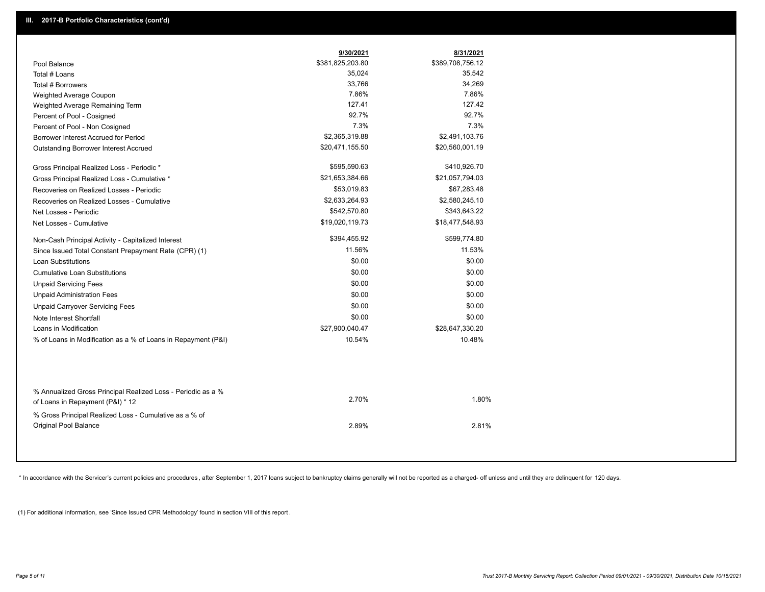## III. 2017-B Portfolio Characteristics (cont'd)

| | 9/30/2021 | 8/31/2021 |
|---|---|---|
| Pool Balance | $381,825,203.80 | $389,708,756.12 |
| Total # Loans | 35,024 | 35,542 |
| Total # Borrowers | 33,766 | 34,269 |
| Weighted Average Coupon | 7.86% | 7.86% |
| Weighted Average Remaining Term | 127.41 | 127.42 |
| Percent of Pool - Cosigned | 92.7% | 92.7% |
| Percent of Pool - Non Cosigned | 7.3% | 7.3% |
| Borrower Interest Accrued for Period | $2,365,319.88 | $2,491,103.76 |
| Outstanding Borrower Interest Accrued | $20,471,155.50 | $20,560,001.19 |
| Gross Principal Realized Loss - Periodic * | $595,590.63 | $410,926.70 |
| Gross Principal Realized Loss - Cumulative * | $21,653,384.66 | $21,057,794.03 |
| Recoveries on Realized Losses - Periodic | $53,019.83 | $67,283.48 |
| Recoveries on Realized Losses - Cumulative | $2,633,264.93 | $2,580,245.10 |
| Net Losses - Periodic | $542,570.80 | $343,643.22 |
| Net Losses - Cumulative | $19,020,119.73 | $18,477,548.93 |
| Non-Cash Principal Activity - Capitalized Interest | $394,455.92 | $599,774.80 |
| Since Issued Total Constant Prepayment Rate (CPR) (1) | 11.56% | 11.53% |
| Loan Substitutions | $0.00 | $0.00 |
| Cumulative Loan Substitutions | $0.00 | $0.00 |
| Unpaid Servicing Fees | $0.00 | $0.00 |
| Unpaid Administration Fees | $0.00 | $0.00 |
| Unpaid Carryover Servicing Fees | $0.00 | $0.00 |
| Note Interest Shortfall | $0.00 | $0.00 |
| Loans in Modification | $27,900,040.47 | $28,647,330.20 |
| % of Loans in Modification as a % of Loans in Repayment (P&I) | 10.54% | 10.48% |
| % Annualized Gross Principal Realized Loss - Periodic as a % of Loans in Repayment (P&I) * 12 | 2.70% | 1.80% |
| % Gross Principal Realized Loss - Cumulative as a % of Original Pool Balance | 2.89% | 2.81% |

* In accordance with the Servicer's current policies and procedures , after September 1, 2017 loans subject to bankruptcy claims generally will not be reported as a charged- off unless and until they are delinquent for 120 days.

(1) For additional information, see 'Since Issued CPR Methodology' found in section VIII of this report .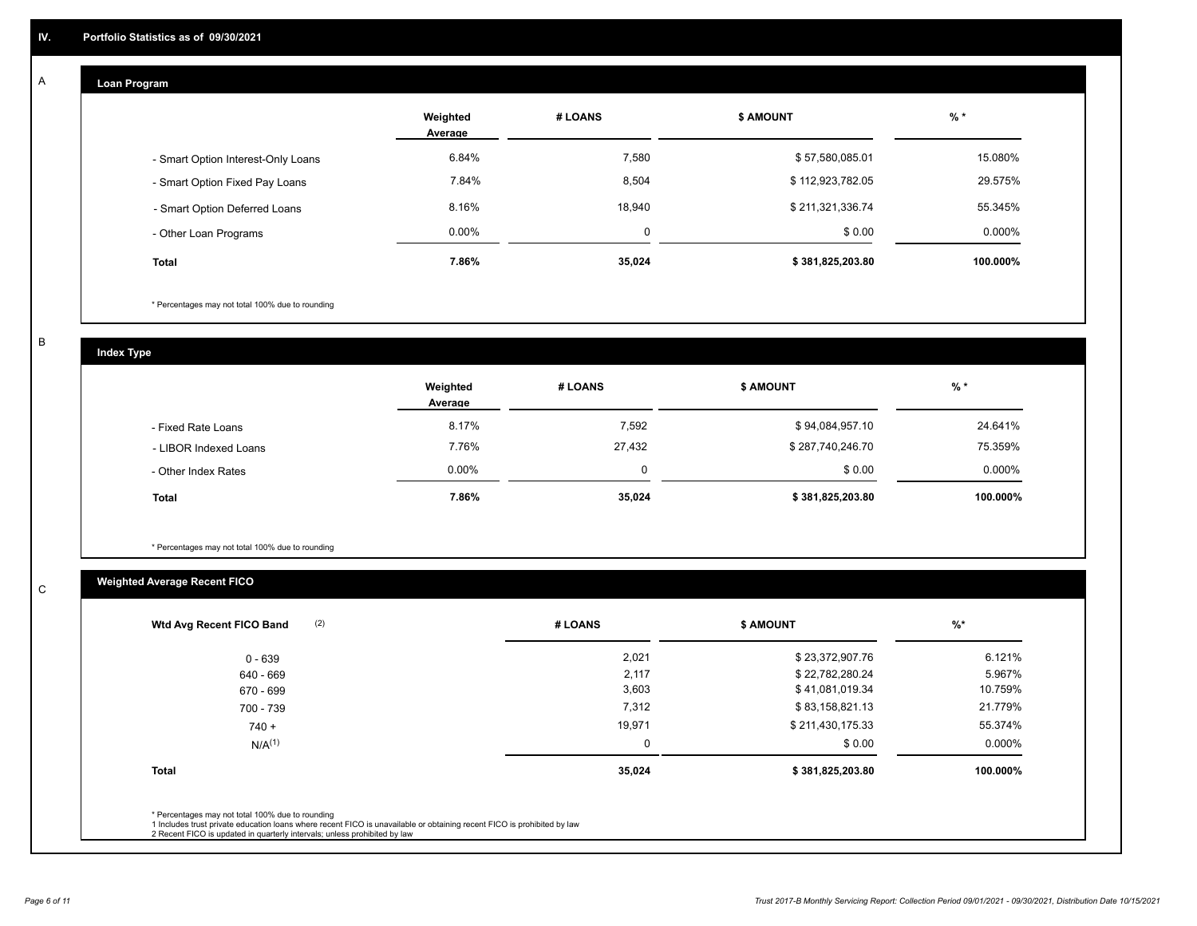# IV. Portfolio Statistics as of 09/30/2021

## A. Loan Program

| | Weighted Average | # LOANS | $ AMOUNT | % * |
|---|---|---|---|---|
| - Smart Option Interest-Only Loans | 6.84% | 7,580 | $ 57,580,085.01 | 15.080% |
| - Smart Option Fixed Pay Loans | 7.84% | 8,504 | $ 112,923,782.05 | 29.575% |
| - Smart Option Deferred Loans | 8.16% | 18,940 | $ 211,321,336.74 | 55.345% |
| - Other Loan Programs | 0.00% | 0 | $ 0.00 | 0.000% |
| **Total** | **7.86%** | **35,024** | **$ 381,825,203.80** | **100.000%** |

* Percentages may not total 100% due to rounding

## B. Index Type

| | Weighted Average | # LOANS | $ AMOUNT | % * |
|---|---|---|---|---|
| - Fixed Rate Loans | 8.17% | 7,592 | $ 94,084,957.10 | 24.641% |
| - LIBOR Indexed Loans | 7.76% | 27,432 | $ 287,740,246.70 | 75.359% |
| - Other Index Rates | 0.00% | 0 | $ 0.00 | 0.000% |
| **Total** | **7.86%** | **35,024** | **$ 381,825,203.80** | **100.000%** |

* Percentages may not total 100% due to rounding

## C. Weighted Average Recent FICO

| Wtd Avg Recent FICO Band (2) | # LOANS | $ AMOUNT | %* |
|---|---|---|---|
| 0 - 639 | 2,021 | $ 23,372,907.76 | 6.121% |
| 640 - 669 | 2,117 | $ 22,782,280.24 | 5.967% |
| 670 - 699 | 3,603 | $ 41,081,019.34 | 10.759% |
| 700 - 739 | 7,312 | $ 83,158,821.13 | 21.779% |
| 740 + | 19,971 | $ 211,430,175.33 | 55.374% |
| N/A(1) | 0 | $ 0.00 | 0.000% |
| **Total** | **35,024** | **$ 381,825,203.80** | **100.000%** |

* Percentages may not total 100% due to rounding

1 Includes trust private education loans where recent FICO is unavailable or obtaining recent FICO is prohibited by law

2 Recent FICO is updated in quarterly intervals; unless prohibited by law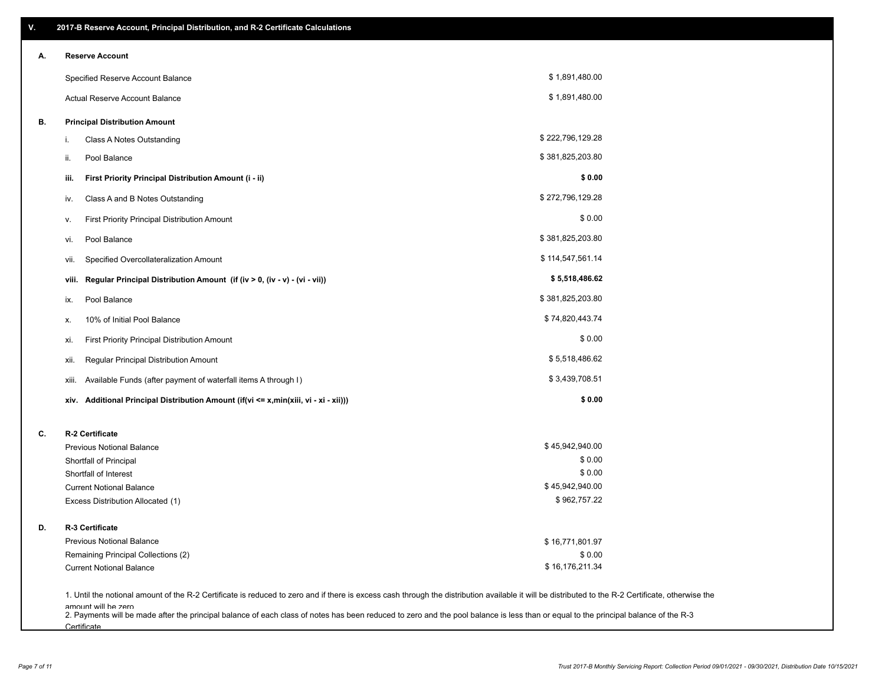## V. 2017-B Reserve Account, Principal Distribution, and R-2 Certificate Calculations

### A. Reserve Account

| | |
|---|---|
| Specified Reserve Account Balance | $ 1,891,480.00 |
| Actual Reserve Account Balance | $ 1,891,480.00 |

### B. Principal Distribution Amount

| | | |
|---|---|---|
| i. | Class A Notes Outstanding | $ 222,796,129.28 |
| ii. | Pool Balance | $ 381,825,203.80 |
| **iii.** | **First Priority Principal Distribution Amount (i - ii)** | **$ 0.00** |
| iv. | Class A and B Notes Outstanding | $ 272,796,129.28 |
| v. | First Priority Principal Distribution Amount | $ 0.00 |
| vi. | Pool Balance | $ 381,825,203.80 |
| vii. | Specified Overcollateralization Amount | $ 114,547,561.14 |
| **viii.** | **Regular Principal Distribution Amount (if (iv > 0, (iv - v) - (vi - vii))** | **$ 5,518,486.62** |
| ix. | Pool Balance | $ 381,825,203.80 |
| x. | 10% of Initial Pool Balance | $ 74,820,443.74 |
| xi. | First Priority Principal Distribution Amount | $ 0.00 |
| xii. | Regular Principal Distribution Amount | $ 5,518,486.62 |
| xiii. | Available Funds (after payment of waterfall items A through I) | $ 3,439,708.51 |
| **xiv.** | **Additional Principal Distribution Amount (if(vi <= x,min(xiii, vi - xi - xii)))** | **$ 0.00** |

### C. R-2 Certificate

| | |
|---|---|
| Previous Notional Balance | $ 45,942,940.00 |
| Shortfall of Principal | $ 0.00 |
| Shortfall of Interest | $ 0.00 |
| Current Notional Balance | $ 45,942,940.00 |
| Excess Distribution Allocated (1) | $ 962,757.22 |

### D. R-3 Certificate

| | |
|---|---|
| Previous Notional Balance | $ 16,771,801.97 |
| Remaining Principal Collections (2) | $ 0.00 |
| Current Notional Balance | $ 16,176,211.34 |

1. Until the notional amount of the R-2 Certificate is reduced to zero and if there is excess cash through the distribution available it will be distributed to the R-2 Certificate, otherwise the amount will be zero

2. Payments will be made after the principal balance of each class of notes has been reduced to zero and the pool balance is less than or equal to the principal balance of the R-3 Certificate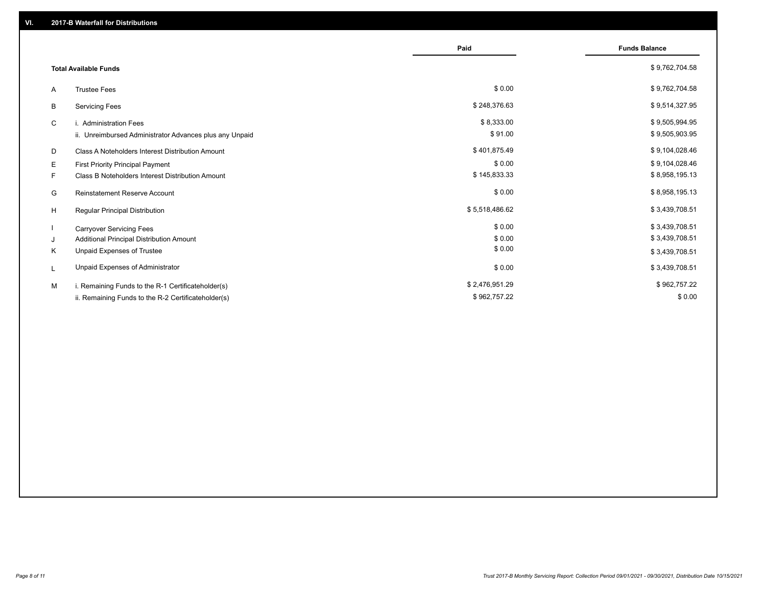## VI. 2017-B Waterfall for Distributions

| | | Paid | Funds Balance |
|---|---|---|---|
| | **Total Available Funds** | | $ 9,762,704.58 |
| A | Trustee Fees | $ 0.00 | $ 9,762,704.58 |
| B | Servicing Fees | $ 248,376.63 | $ 9,514,327.95 |
| C | i. Administration Fees | $ 8,333.00 | $ 9,505,994.95 |
| | ii. Unreimbursed Administrator Advances plus any Unpaid | $ 91.00 | $ 9,505,903.95 |
| D | Class A Noteholders Interest Distribution Amount | $ 401,875.49 | $ 9,104,028.46 |
| E | First Priority Principal Payment | $ 0.00 | $ 9,104,028.46 |
| F | Class B Noteholders Interest Distribution Amount | $ 145,833.33 | $ 8,958,195.13 |
| G | Reinstatement Reserve Account | $ 0.00 | $ 8,958,195.13 |
| H | Regular Principal Distribution | $ 5,518,486.62 | $ 3,439,708.51 |
| I | Carryover Servicing Fees | $ 0.00 | $ 3,439,708.51 |
| J | Additional Principal Distribution Amount | $ 0.00 | $ 3,439,708.51 |
| K | Unpaid Expenses of Trustee | $ 0.00 | $ 3,439,708.51 |
| L | Unpaid Expenses of Administrator | $ 0.00 | $ 3,439,708.51 |
| M | i. Remaining Funds to the R-1 Certificateholder(s) | $ 2,476,951.29 | $ 962,757.22 |
| | ii. Remaining Funds to the R-2 Certificateholder(s) | $ 962,757.22 | $ 0.00 |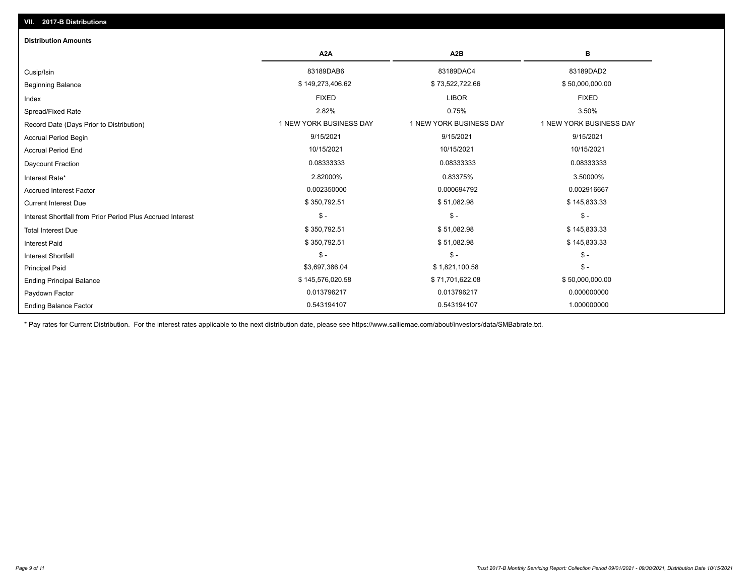## VII. 2017-B Distributions

### Distribution Amounts

| | A2A | A2B | B |
|---|---|---|---|
| Cusip/Isin | 83189DAB6 | 83189DAC4 | 83189DAD2 |
| Beginning Balance | $ 149,273,406.62 | $ 73,522,722.66 | $ 50,000,000.00 |
| Index | FIXED | LIBOR | FIXED |
| Spread/Fixed Rate | 2.82% | 0.75% | 3.50% |
| Record Date (Days Prior to Distribution) | 1 NEW YORK BUSINESS DAY | 1 NEW YORK BUSINESS DAY | 1 NEW YORK BUSINESS DAY |
| Accrual Period Begin | 9/15/2021 | 9/15/2021 | 9/15/2021 |
| Accrual Period End | 10/15/2021 | 10/15/2021 | 10/15/2021 |
| Daycount Fraction | 0.08333333 | 0.08333333 | 0.08333333 |
| Interest Rate* | 2.82000% | 0.83375% | 3.50000% |
| Accrued Interest Factor | 0.002350000 | 0.000694792 | 0.002916667 |
| Current Interest Due | $ 350,792.51 | $ 51,082.98 | $ 145,833.33 |
| Interest Shortfall from Prior Period Plus Accrued Interest | $ - | $ - | $ - |
| Total Interest Due | $ 350,792.51 | $ 51,082.98 | $ 145,833.33 |
| Interest Paid | $ 350,792.51 | $ 51,082.98 | $ 145,833.33 |
| Interest Shortfall | $ - | $ - | $ - |
| Principal Paid | $3,697,386.04 | $ 1,821,100.58 | $ - |
| Ending Principal Balance | $ 145,576,020.58 | $ 71,701,622.08 | $ 50,000,000.00 |
| Paydown Factor | 0.013796217 | 0.013796217 | 0.000000000 |
| Ending Balance Factor | 0.543194107 | 0.543194107 | 1.000000000 |

\* Pay rates for Current Distribution. For the interest rates applicable to the next distribution date, please see https://www.salliemae.com/about/investors/data/SMBabrate.txt.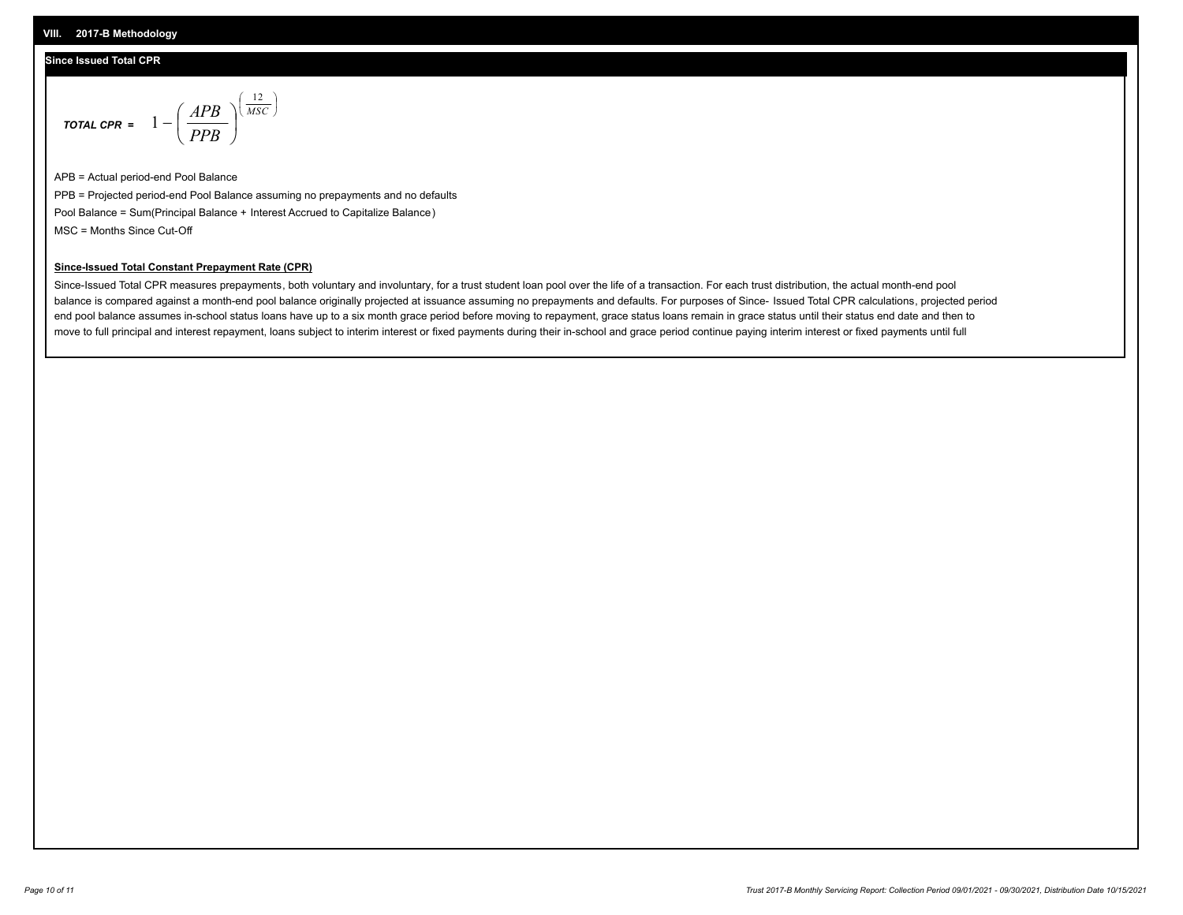## VIII. 2017-B Methodology

### Since Issued Total CPR

$$\textbf{TOTAL CPR} = 1 - \left( \frac{APB}{PPB} \right)^{\left( \frac{12}{MSC} \right)}$$

APB = Actual period-end Pool Balance

PPB = Projected period-end Pool Balance assuming no prepayments and no defaults

Pool Balance = Sum(Principal Balance + Interest Accrued to Capitalize Balance)

MSC = Months Since Cut-Off

**Since-Issued Total Constant Prepayment Rate (CPR)**

Since-Issued Total CPR measures prepayments, both voluntary and involuntary, for a trust student loan pool over the life of a transaction. For each trust distribution, the actual month-end pool balance is compared against a month-end pool balance originally projected at issuance assuming no prepayments and defaults. For purposes of Since- Issued Total CPR calculations, projected period end pool balance assumes in-school status loans have up to a six month grace period before moving to repayment, grace status loans remain in grace status until their status end date and then to move to full principal and interest repayment, loans subject to interim interest or fixed payments during their in-school and grace period continue paying interim interest or fixed payments until full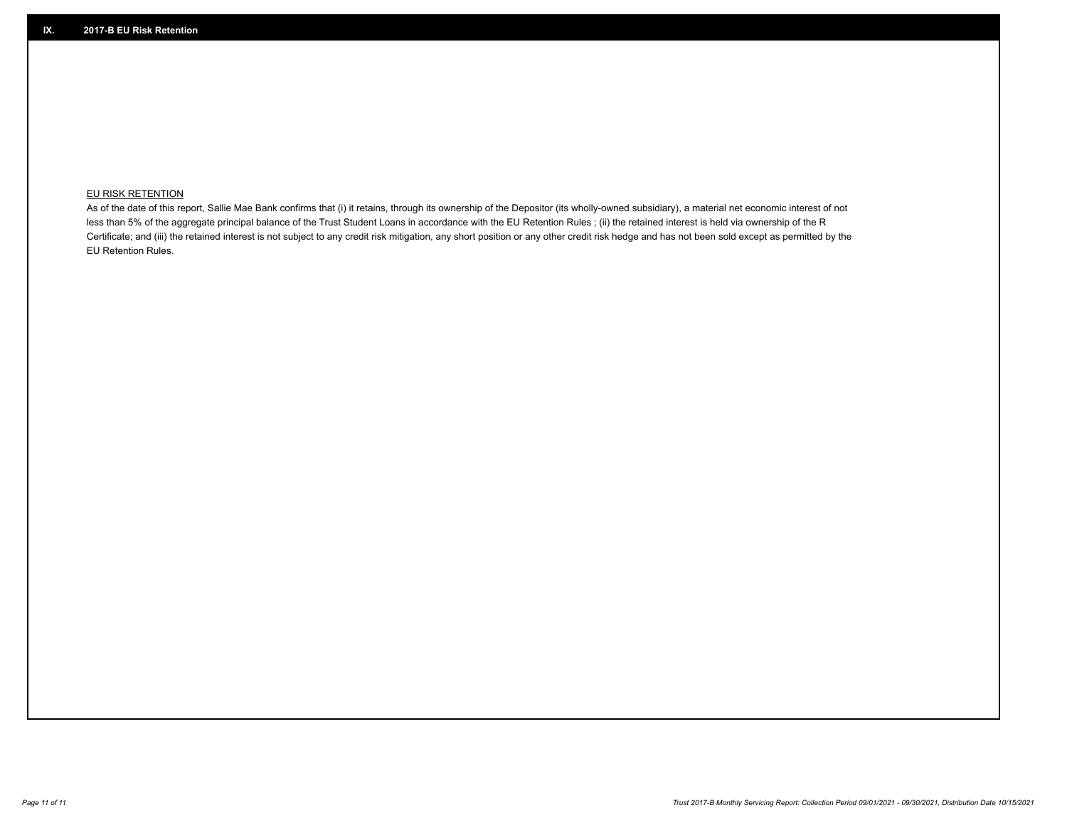## IX. 2017-B EU Risk Retention

EU RISK RETENTION

As of the date of this report, Sallie Mae Bank confirms that (i) it retains, through its ownership of the Depositor (its wholly-owned subsidiary), a material net economic interest of not less than 5% of the aggregate principal balance of the Trust Student Loans in accordance with the EU Retention Rules ; (ii) the retained interest is held via ownership of the R Certificate; and (iii) the retained interest is not subject to any credit risk mitigation, any short position or any other credit risk hedge and has not been sold except as permitted by the EU Retention Rules.